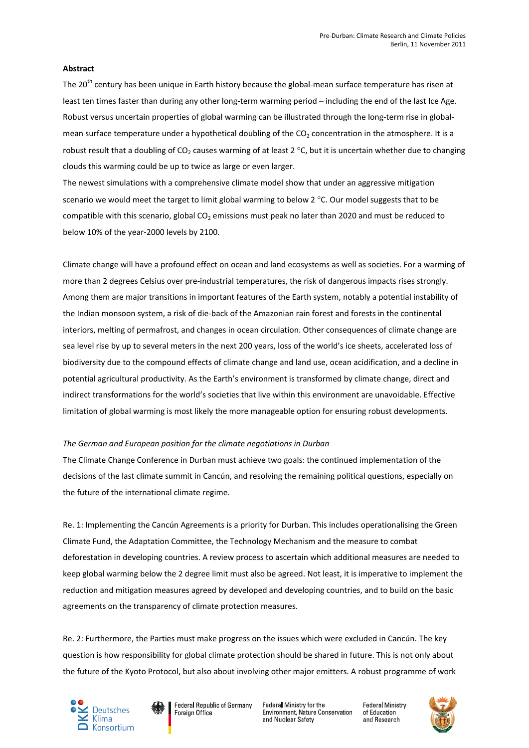**Abstract**

The 20th century has been unique in Earth history because the global-mean surface temperature has risen at least ten times faster than during any other long-term warming period – including the end of the last Ice Age. Robust versus uncertain properties of global warming can be illustrated through the long-term rise in global-mean surface temperature under a hypothetical doubling of the $CO_2$ concentration in the atmosphere. It is a robust result that a doubling of $CO_2$ causes warming of at least 2 °C, but it is uncertain whether due to changing clouds this warming could be up to twice as large or even larger.

The newest simulations with a comprehensive climate model show that under an aggressive mitigation scenario we would meet the target to limit global warming to below 2 °C. Our model suggests that to be compatible with this scenario, global $CO_2$ emissions must peak no later than 2020 and must be reduced to below 10% of the year-2000 levels by 2100.

Climate change will have a profound effect on ocean and land ecosystems as well as societies. For a warming of more than 2 degrees Celsius over pre-industrial temperatures, the risk of dangerous impacts rises strongly. Among them are major transitions in important features of the Earth system, notably a potential instability of the Indian monsoon system, a risk of die-back of the Amazonian rain forest and forests in the continental interiors, melting of permafrost, and changes in ocean circulation. Other consequences of climate change are sea level rise by up to several meters in the next 200 years, loss of the world's ice sheets, accelerated loss of biodiversity due to the compound effects of climate change and land use, ocean acidification, and a decline in potential agricultural productivity. As the Earth's environment is transformed by climate change, direct and indirect transformations for the world's societies that live within this environment are unavoidable. Effective limitation of global warming is most likely the more manageable option for ensuring robust developments.

*The German and European position for the climate negotiations in Durban*

The Climate Change Conference in Durban must achieve two goals: the continued implementation of the decisions of the last climate summit in Cancún, and resolving the remaining political questions, especially on the future of the international climate regime.

Re. 1: Implementing the Cancún Agreements is a priority for Durban. This includes operationalising the Green Climate Fund, the Adaptation Committee, the Technology Mechanism and the measure to combat deforestation in developing countries. A review process to ascertain which additional measures are needed to keep global warming below the 2 degree limit must also be agreed. Not least, it is imperative to implement the reduction and mitigation measures agreed by developed and developing countries, and to build on the basic agreements on the transparency of climate protection measures.

Re. 2: Furthermore, the Parties must make progress on the issues which were excluded in Cancún. The key question is how responsibility for global climate protection should be shared in future. This is not only about the future of the Kyoto Protocol, but also about involving other major emitters. A robust programme of work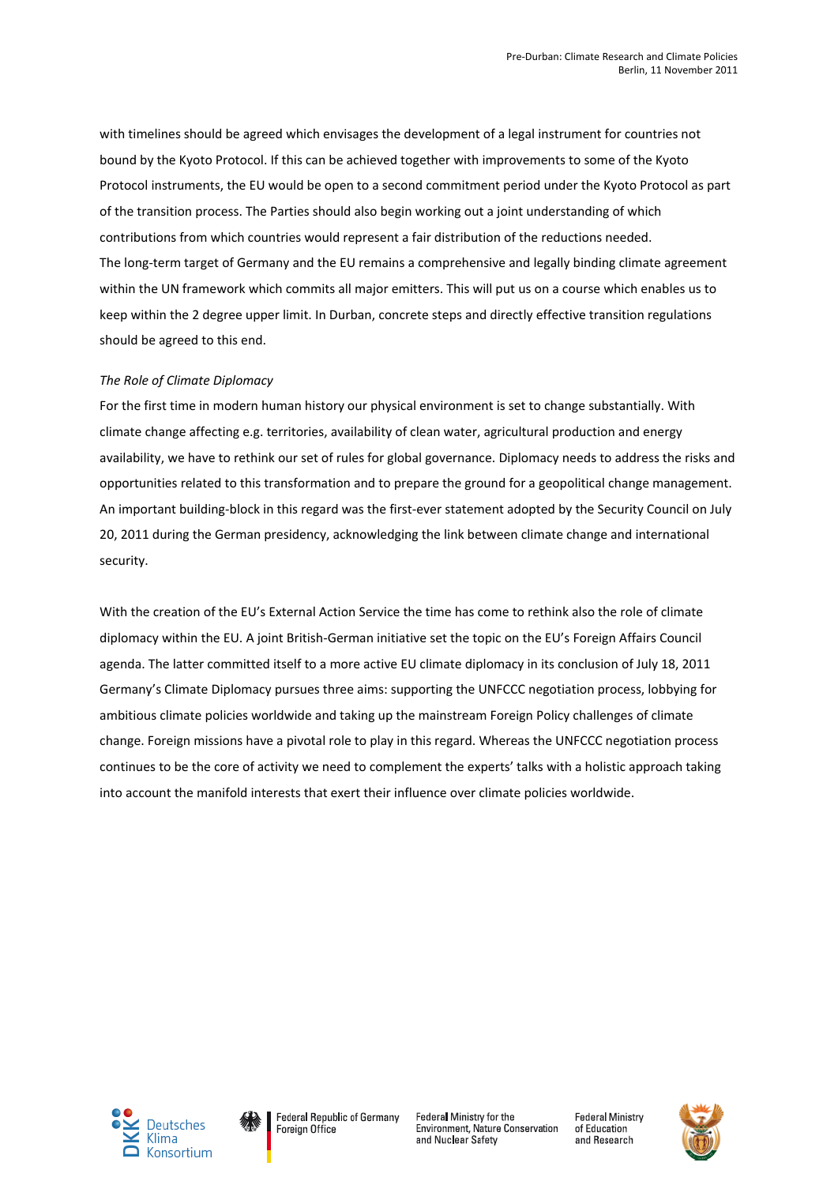with timelines should be agreed which envisages the development of a legal instrument for countries not bound by the Kyoto Protocol. If this can be achieved together with improvements to some of the Kyoto Protocol instruments, the EU would be open to a second commitment period under the Kyoto Protocol as part of the transition process. The Parties should also begin working out a joint understanding of which contributions from which countries would represent a fair distribution of the reductions needed.
The long-term target of Germany and the EU remains a comprehensive and legally binding climate agreement within the UN framework which commits all major emitters. This will put us on a course which enables us to keep within the 2 degree upper limit. In Durban, concrete steps and directly effective transition regulations should be agreed to this end.

*The Role of Climate Diplomacy*

For the first time in modern human history our physical environment is set to change substantially. With climate change affecting e.g. territories, availability of clean water, agricultural production and energy availability, we have to rethink our set of rules for global governance. Diplomacy needs to address the risks and opportunities related to this transformation and to prepare the ground for a geopolitical change management. An important building-block in this regard was the first-ever statement adopted by the Security Council on July 20, 2011 during the German presidency, acknowledging the link between climate change and international security.

With the creation of the EU's External Action Service the time has come to rethink also the role of climate diplomacy within the EU. A joint British-German initiative set the topic on the EU's Foreign Affairs Council agenda. The latter committed itself to a more active EU climate diplomacy in its conclusion of July 18, 2011
Germany's Climate Diplomacy pursues three aims: supporting the UNFCCC negotiation process, lobbying for ambitious climate policies worldwide and taking up the mainstream Foreign Policy challenges of climate change. Foreign missions have a pivotal role to play in this regard. Whereas the UNFCCC negotiation process continues to be the core of activity we need to complement the experts' talks with a holistic approach taking into account the manifold interests that exert their influence over climate policies worldwide.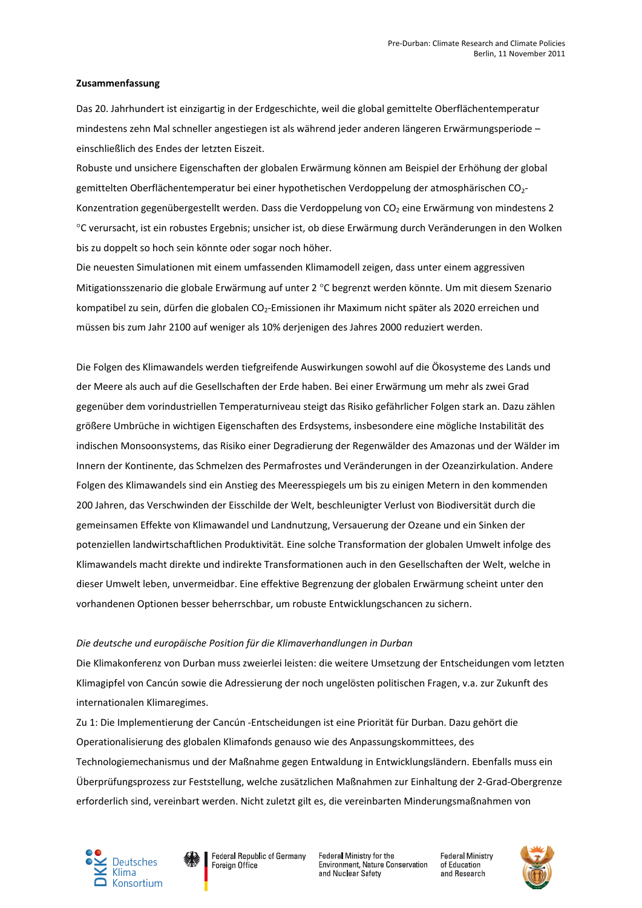**Zusammenfassung**

Das 20. Jahrhundert ist einzigartig in der Erdgeschichte, weil die global gemittelte Oberflächentemperatur mindestens zehn Mal schneller angestiegen ist als während jeder anderen längeren Erwärmungsperiode – einschließlich des Endes der letzten Eiszeit.

Robuste und unsichere Eigenschaften der globalen Erwärmung können am Beispiel der Erhöhung der global gemittelten Oberflächentemperatur bei einer hypothetischen Verdoppelung der atmosphärischen $CO_2$-Konzentration gegenübergestellt werden. Dass die Verdoppelung von $CO_2$ eine Erwärmung von mindestens 2 °C verursacht, ist ein robustes Ergebnis; unsicher ist, ob diese Erwärmung durch Veränderungen in den Wolken bis zu doppelt so hoch sein könnte oder sogar noch höher.

Die neuesten Simulationen mit einem umfassenden Klimamodell zeigen, dass unter einem aggressiven Mitigationsszenario die globale Erwärmung auf unter 2 °C begrenzt werden könnte. Um mit diesem Szenario kompatibel zu sein, dürfen die globalen $CO_2$-Emissionen ihr Maximum nicht später als 2020 erreichen und müssen bis zum Jahr 2100 auf weniger als 10% derjenigen des Jahres 2000 reduziert werden.

Die Folgen des Klimawandels werden tiefgreifende Auswirkungen sowohl auf die Ökosysteme des Lands und der Meere als auch auf die Gesellschaften der Erde haben. Bei einer Erwärmung um mehr als zwei Grad gegenüber dem vorindustriellen Temperaturniveau steigt das Risiko gefährlicher Folgen stark an. Dazu zählen größere Umbrüche in wichtigen Eigenschaften des Erdsystems, insbesondere eine mögliche Instabilität des indischen Monsoonsystems, das Risiko einer Degradierung der Regenwälder des Amazonas und der Wälder im Innern der Kontinente, das Schmelzen des Permafrostes und Veränderungen in der Ozeanzirkulation. Andere Folgen des Klimawandels sind ein Anstieg des Meeresspiegels um bis zu einigen Metern in den kommenden 200 Jahren, das Verschwinden der Eisschilde der Welt, beschleunigter Verlust von Biodiversität durch die gemeinsamen Effekte von Klimawandel und Landnutzung, Versauerung der Ozeane und ein Sinken der potenziellen landwirtschaftlichen Produktivität. Eine solche Transformation der globalen Umwelt infolge des Klimawandels macht direkte und indirekte Transformationen auch in den Gesellschaften der Welt, welche in dieser Umwelt leben, unvermeidbar. Eine effektive Begrenzung der globalen Erwärmung scheint unter den vorhandenen Optionen besser beherrschbar, um robuste Entwicklungschancen zu sichern.

*Die deutsche und europäische Position für die Klimaverhandlungen in Durban*

Die Klimakonferenz von Durban muss zweierlei leisten: die weitere Umsetzung der Entscheidungen vom letzten Klimagipfel von Cancún sowie die Adressierung der noch ungelösten politischen Fragen, v.a. zur Zukunft des internationalen Klimaregimes.

Zu 1: Die Implementierung der Cancún -Entscheidungen ist eine Priorität für Durban. Dazu gehört die Operationalisierung des globalen Klimafonds genauso wie des Anpassungskommittees, des Technologiemechanismus und der Maßnahme gegen Entwaldung in Entwicklungsländern. Ebenfalls muss ein Überprüfungsprozess zur Feststellung, welche zusätzlichen Maßnahmen zur Einhaltung der 2-Grad-Obergrenze erforderlich sind, vereinbart werden. Nicht zuletzt gilt es, die vereinbarten Minderungsmaßnahmen von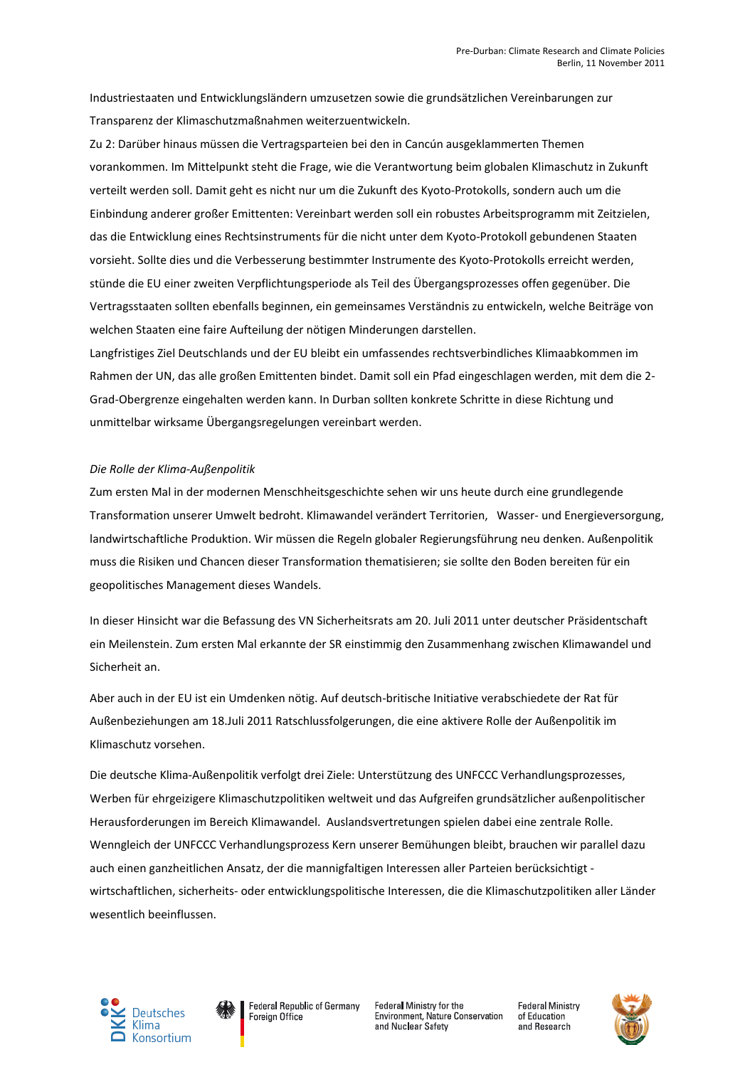Industriestaaten und Entwicklungsländern umzusetzen sowie die grundsätzlichen Vereinbarungen zur Transparenz der Klimaschutzmaßnahmen weiterzuentwickeln.

Zu 2: Darüber hinaus müssen die Vertragsparteien bei den in Cancún ausgeklammerten Themen vorankommen. Im Mittelpunkt steht die Frage, wie die Verantwortung beim globalen Klimaschutz in Zukunft verteilt werden soll. Damit geht es nicht nur um die Zukunft des Kyoto-Protokolls, sondern auch um die Einbindung anderer großer Emittenten: Vereinbart werden soll ein robustes Arbeitsprogramm mit Zeitzielen, das die Entwicklung eines Rechtsinstruments für die nicht unter dem Kyoto-Protokoll gebundenen Staaten vorsieht. Sollte dies und die Verbesserung bestimmter Instrumente des Kyoto-Protokolls erreicht werden, stünde die EU einer zweiten Verpflichtungsperiode als Teil des Übergangsprozesses offen gegenüber. Die Vertragsstaaten sollten ebenfalls beginnen, ein gemeinsames Verständnis zu entwickeln, welche Beiträge von welchen Staaten eine faire Aufteilung der nötigen Minderungen darstellen.

Langfristiges Ziel Deutschlands und der EU bleibt ein umfassendes rechtsverbindliches Klimaabkommen im Rahmen der UN, das alle großen Emittenten bindet. Damit soll ein Pfad eingeschlagen werden, mit dem die 2-Grad-Obergrenze eingehalten werden kann. In Durban sollten konkrete Schritte in diese Richtung und unmittelbar wirksame Übergangsregelungen vereinbart werden.

*Die Rolle der Klima-Außenpolitik*

Zum ersten Mal in der modernen Menschheitsgeschichte sehen wir uns heute durch eine grundlegende Transformation unserer Umwelt bedroht. Klimawandel verändert Territorien, Wasser- und Energieversorgung, landwirtschaftliche Produktion. Wir müssen die Regeln globaler Regierungsführung neu denken. Außenpolitik muss die Risiken und Chancen dieser Transformation thematisieren; sie sollte den Boden bereiten für ein geopolitisches Management dieses Wandels.

In dieser Hinsicht war die Befassung des VN Sicherheitsrats am 20. Juli 2011 unter deutscher Präsidentschaft ein Meilenstein. Zum ersten Mal erkannte der SR einstimmig den Zusammenhang zwischen Klimawandel und Sicherheit an.

Aber auch in der EU ist ein Umdenken nötig. Auf deutsch-britische Initiative verabschiedete der Rat für Außenbeziehungen am 18.Juli 2011 Ratschlussfolgerungen, die eine aktivere Rolle der Außenpolitik im Klimaschutz vorsehen.

Die deutsche Klima-Außenpolitik verfolgt drei Ziele: Unterstützung des UNFCCC Verhandlungsprozesses, Werben für ehrgeizigere Klimaschutzpolitiken weltweit und das Aufgreifen grundsätzlicher außenpolitischer Herausforderungen im Bereich Klimawandel. Auslandsvertretungen spielen dabei eine zentrale Rolle. Wenngleich der UNFCCC Verhandlungsprozess Kern unserer Bemühungen bleibt, brauchen wir parallel dazu auch einen ganzheitlichen Ansatz, der die mannigfaltigen Interessen aller Parteien berücksichtigt - wirtschaftlichen, sicherheits- oder entwicklungspolitische Interessen, die die Klimaschutzpolitiken aller Länder wesentlich beeinflussen.